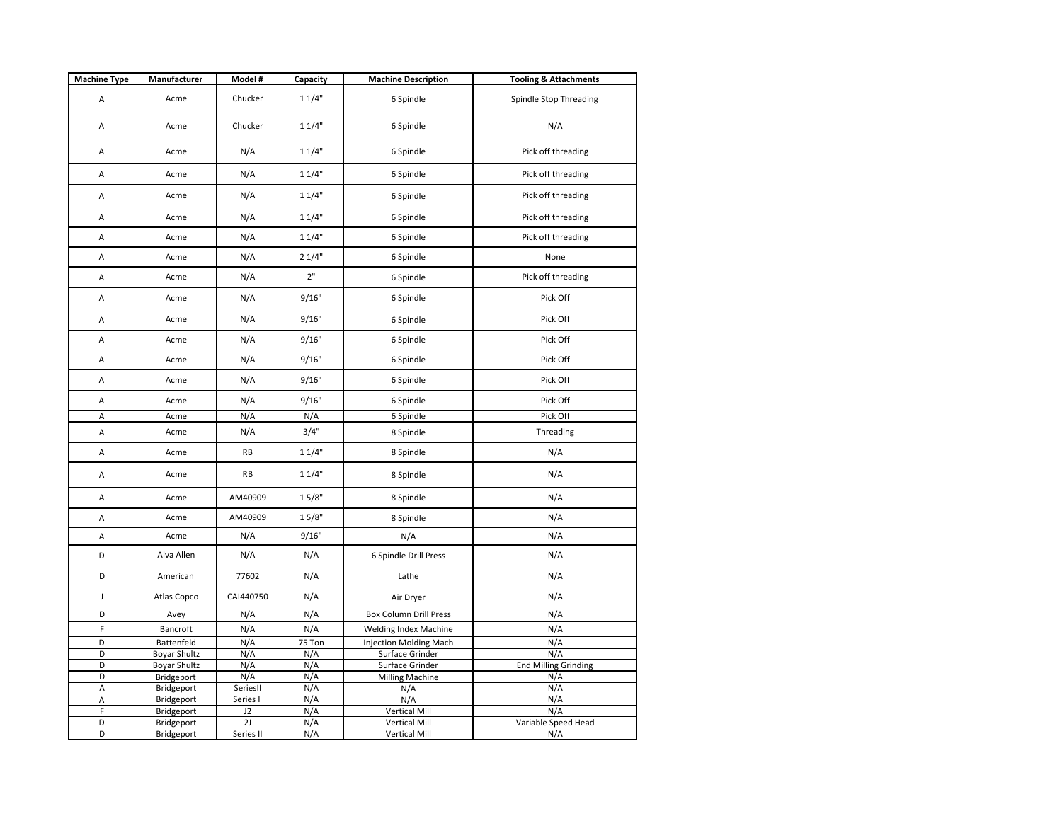| Machine Type | Manufacturer | Model # | Capacity | Machine Description | Tooling & Attachments |
|---|---|---|---|---|---|
| A | Acme | Chucker | 1 1/4" | 6 Spindle | Spindle Stop Threading |
| A | Acme | Chucker | 1 1/4" | 6 Spindle | N/A |
| A | Acme | N/A | 1 1/4" | 6 Spindle | Pick off threading |
| A | Acme | N/A | 1 1/4" | 6 Spindle | Pick off threading |
| A | Acme | N/A | 1 1/4" | 6 Spindle | Pick off threading |
| A | Acme | N/A | 1 1/4" | 6 Spindle | Pick off threading |
| A | Acme | N/A | 1 1/4" | 6 Spindle | Pick off threading |
| A | Acme | N/A | 2 1/4" | 6 Spindle | None |
| A | Acme | N/A | 2" | 6 Spindle | Pick off threading |
| A | Acme | N/A | 9/16" | 6 Spindle | Pick Off |
| A | Acme | N/A | 9/16" | 6 Spindle | Pick Off |
| A | Acme | N/A | 9/16" | 6 Spindle | Pick Off |
| A | Acme | N/A | 9/16" | 6 Spindle | Pick Off |
| A | Acme | N/A | 9/16" | 6 Spindle | Pick Off |
| A | Acme | N/A | 9/16" | 6 Spindle | Pick Off |
| A | Acme | N/A | N/A | 6 Spindle | Pick Off |
| A | Acme | N/A | 3/4" | 8 Spindle | Threading |
| A | Acme | RB | 1 1/4" | 8 Spindle | N/A |
| A | Acme | RB | 1 1/4" | 8 Spindle | N/A |
| A | Acme | AM40909 | 1 5/8" | 8 Spindle | N/A |
| A | Acme | AM40909 | 1 5/8" | 8 Spindle | N/A |
| A | Acme | N/A | 9/16" | N/A | N/A |
| D | Alva Allen | N/A | N/A | 6 Spindle Drill Press | N/A |
| D | American | 77602 | N/A | Lathe | N/A |
| J | Atlas Copco | CAI440750 | N/A | Air Dryer | N/A |
| D | Avey | N/A | N/A | Box Column Drill Press | N/A |
| F | Bancroft | N/A | N/A | Welding Index Machine | N/A |
| D | Battenfeld | N/A | 75 Ton | Injection Molding Mach | N/A |
| D | Boyar Shultz | N/A | N/A | Surface Grinder | N/A |
| D | Boyar Shultz | N/A | N/A | Surface Grinder | End Milling Grinding |
| D | Bridgeport | N/A | N/A | Milling Machine | N/A |
| A | Bridgeport | SeriesII | N/A | N/A | N/A |
| A | Bridgeport | Series I | N/A | N/A | N/A |
| F | Bridgeport | J2 | N/A | Vertical Mill | N/A |
| D | Bridgeport | 2J | N/A | Vertical Mill | Variable Speed Head |
| D | Bridgeport | Series II | N/A | Vertical Mill | N/A |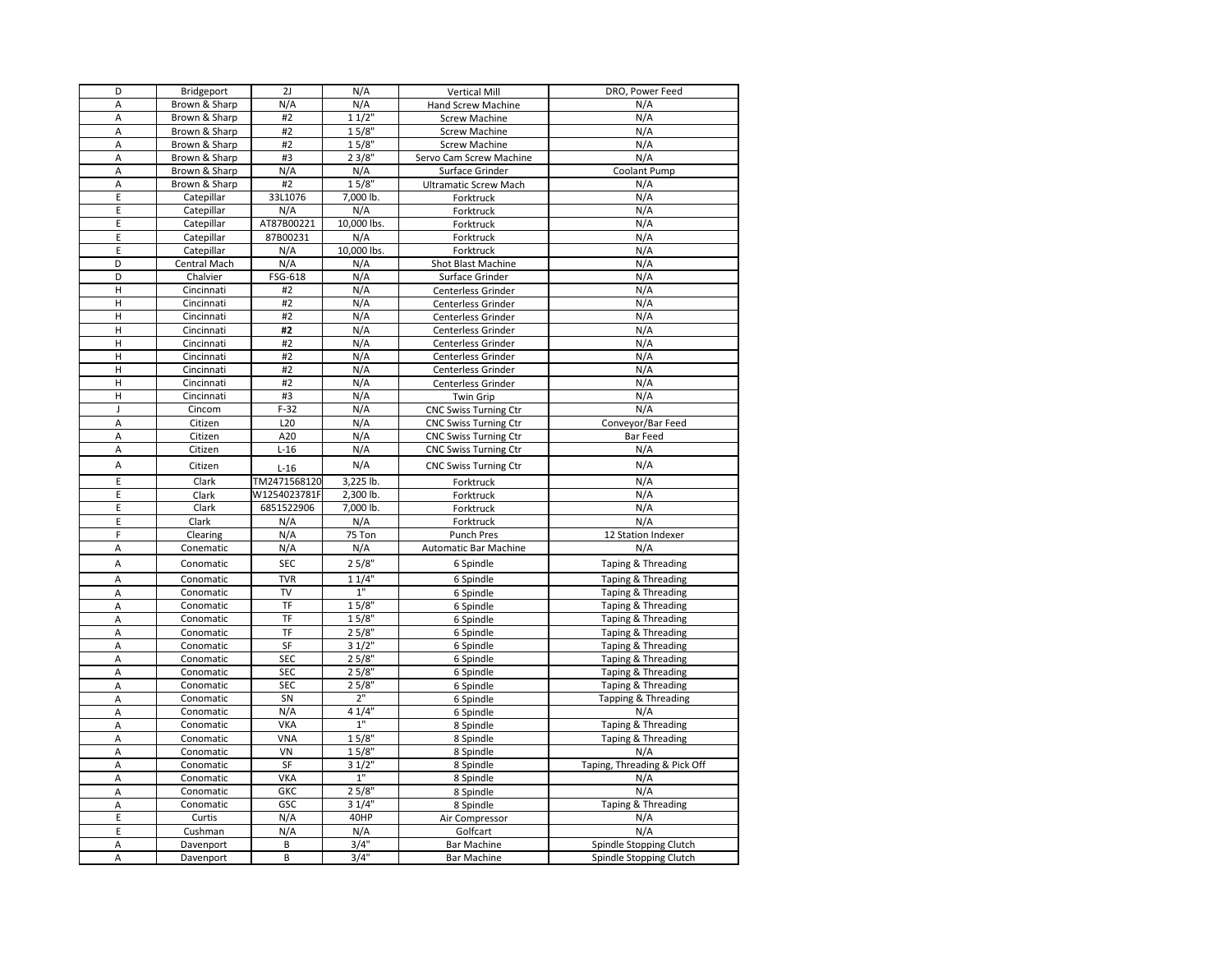| D | Bridgeport | 2J | N/A | Vertical Mill | DRO, Power Feed |
|---|---|---|---|---|---|
| A | Brown & Sharp | N/A | N/A | Hand Screw Machine | N/A |
| A | Brown & Sharp | #2 | 1 1/2" | Screw Machine | N/A |
| A | Brown & Sharp | #2 | 1 5/8" | Screw Machine | N/A |
| A | Brown & Sharp | #2 | 1 5/8" | Screw Machine | N/A |
| A | Brown & Sharp | #3 | 2 3/8" | Servo Cam Screw Machine | N/A |
| A | Brown & Sharp | N/A | N/A | Surface Grinder | Coolant Pump |
| A | Brown & Sharp | #2 | 1 5/8" | Ultramatic Screw Mach | N/A |
| E | Catepillar | 33L1076 | 7,000 lb. | Forktruck | N/A |
| E | Catepillar | N/A | N/A | Forktruck | N/A |
| E | Catepillar | AT87B00221 | 10,000 lbs. | Forktruck | N/A |
| E | Catepillar | 87B00231 | N/A | Forktruck | N/A |
| E | Catepillar | N/A | 10,000 lbs. | Forktruck | N/A |
| D | Central Mach | N/A | N/A | Shot Blast Machine | N/A |
| D | Chalvier | FSG-618 | N/A | Surface Grinder | N/A |
| H | Cincinnati | #2 | N/A | Centerless Grinder | N/A |
| H | Cincinnati | #2 | N/A | Centerless Grinder | N/A |
| H | Cincinnati | #2 | N/A | Centerless Grinder | N/A |
| H | Cincinnati | **#2** | N/A | Centerless Grinder | N/A |
| H | Cincinnati | #2 | N/A | Centerless Grinder | N/A |
| H | Cincinnati | #2 | N/A | Centerless Grinder | N/A |
| H | Cincinnati | #2 | N/A | Centerless Grinder | N/A |
| H | Cincinnati | #2 | N/A | Centerless Grinder | N/A |
| H | Cincinnati | #3 | N/A | Twin Grip | N/A |
| J | Cincom | F-32 | N/A | CNC Swiss Turning Ctr | N/A |
| A | Citizen | L20 | N/A | CNC Swiss Turning Ctr | Conveyor/Bar Feed |
| A | Citizen | A20 | N/A | CNC Swiss Turning Ctr | Bar Feed |
| A | Citizen | L-16 | N/A | CNC Swiss Turning Ctr | N/A |
| A | Citizen | L-16 | N/A | CNC Swiss Turning Ctr | N/A |
| E | Clark | TM2471568120 | 3,225 lb. | Forktruck | N/A |
| E | Clark | W1254023781F | 2,300 lb. | Forktruck | N/A |
| E | Clark | 6851522906 | 7,000 lb. | Forktruck | N/A |
| E | Clark | N/A | N/A | Forktruck | N/A |
| F | Clearing | N/A | 75 Ton | Punch Pres | 12 Station Indexer |
| A | Conematic | N/A | N/A | Automatic Bar Machine | N/A |
| A | Conomatic | SEC | 2 5/8" | 6 Spindle | Taping & Threading |
| A | Conomatic | TVR | 1 1/4" | 6 Spindle | Taping & Threading |
| A | Conomatic | TV | 1" | 6 Spindle | Taping & Threading |
| A | Conomatic | TF | 1 5/8" | 6 Spindle | Taping & Threading |
| A | Conomatic | TF | 1 5/8" | 6 Spindle | Taping & Threading |
| A | Conomatic | TF | 2 5/8" | 6 Spindle | Taping & Threading |
| A | Conomatic | SF | 3 1/2" | 6 Spindle | Taping & Threading |
| A | Conomatic | SEC | 2 5/8" | 6 Spindle | Taping & Threading |
| A | Conomatic | SEC | 2 5/8" | 6 Spindle | Taping & Threading |
| A | Conomatic | SEC | 2 5/8" | 6 Spindle | Taping & Threading |
| A | Conomatic | SN | 2" | 6 Spindle | Tapping & Threading |
| A | Conomatic | N/A | 4 1/4" | 6 Spindle | N/A |
| A | Conomatic | VKA | 1" | 8 Spindle | Taping & Threading |
| A | Conomatic | VNA | 1 5/8" | 8 Spindle | Taping & Threading |
| A | Conomatic | VN | 1 5/8" | 8 Spindle | N/A |
| A | Conomatic | SF | 3 1/2" | 8 Spindle | Taping, Threading & Pick Off |
| A | Conomatic | VKA | 1" | 8 Spindle | N/A |
| A | Conomatic | GKC | 2 5/8" | 8 Spindle | N/A |
| A | Conomatic | GSC | 3 1/4" | 8 Spindle | Taping & Threading |
| E | Curtis | N/A | 40HP | Air Compressor | N/A |
| E | Cushman | N/A | N/A | Golfcart | N/A |
| A | Davenport | B | 3/4" | Bar Machine | Spindle Stopping Clutch |
| A | Davenport | B | 3/4" | Bar Machine | Spindle Stopping Clutch |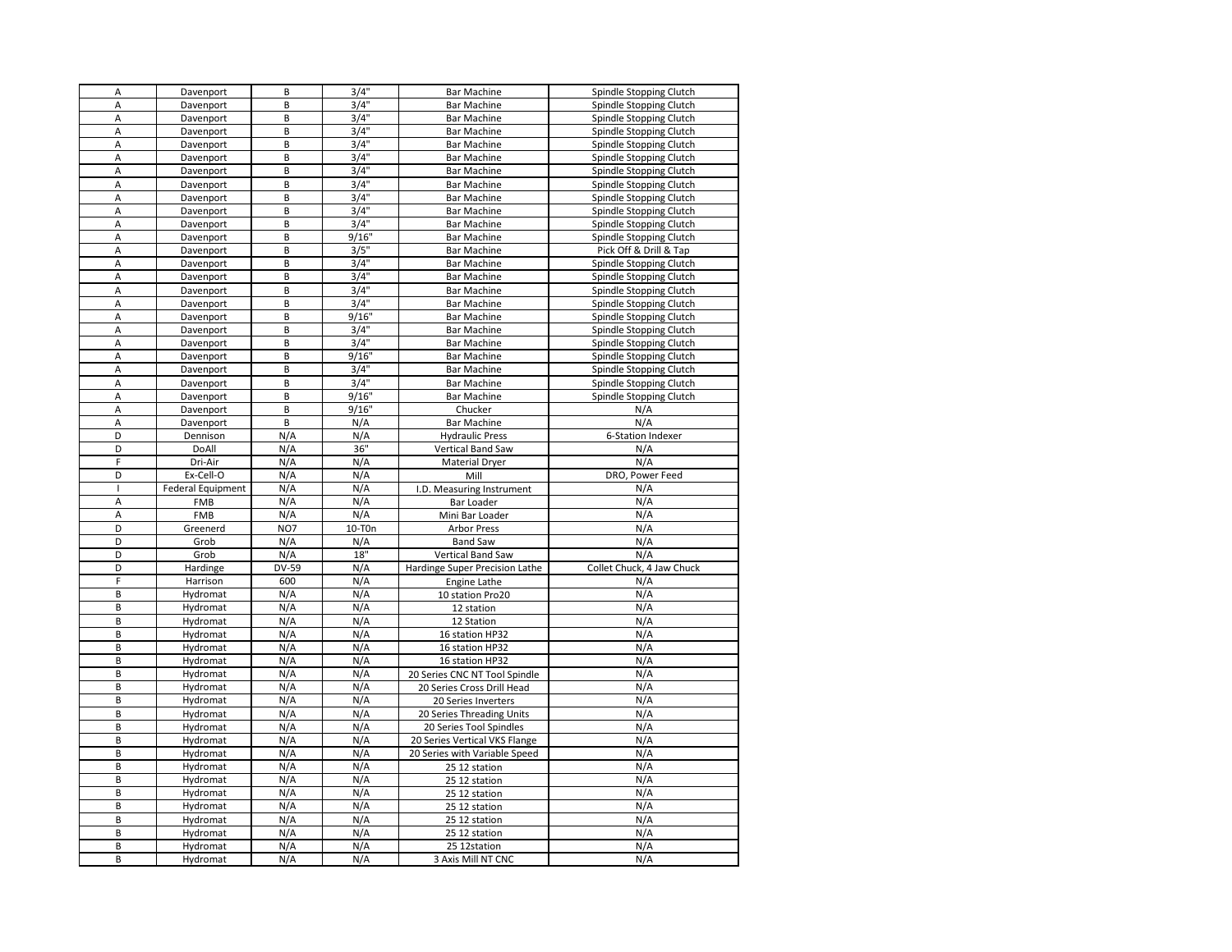| A | Davenport | B | 3/4" | Bar Machine | Spindle Stopping Clutch |
|---|---|---|---|---|---|
| A | Davenport | B | 3/4" | Bar Machine | Spindle Stopping Clutch |
| A | Davenport | B | 3/4" | Bar Machine | Spindle Stopping Clutch |
| A | Davenport | B | 3/4" | Bar Machine | Spindle Stopping Clutch |
| A | Davenport | B | 3/4" | Bar Machine | Spindle Stopping Clutch |
| A | Davenport | B | 3/4" | Bar Machine | Spindle Stopping Clutch |
| A | Davenport | B | 3/4" | Bar Machine | Spindle Stopping Clutch |
| A | Davenport | B | 3/4" | Bar Machine | Spindle Stopping Clutch |
| A | Davenport | B | 3/4" | Bar Machine | Spindle Stopping Clutch |
| A | Davenport | B | 3/4" | Bar Machine | Spindle Stopping Clutch |
| A | Davenport | B | 3/4" | Bar Machine | Spindle Stopping Clutch |
| A | Davenport | B | 9/16" | Bar Machine | Spindle Stopping Clutch |
| A | Davenport | B | 3/5" | Bar Machine | Pick Off & Drill & Tap |
| A | Davenport | B | 3/4" | Bar Machine | Spindle Stopping Clutch |
| A | Davenport | B | 3/4" | Bar Machine | Spindle Stopping Clutch |
| A | Davenport | B | 3/4" | Bar Machine | Spindle Stopping Clutch |
| A | Davenport | B | 3/4" | Bar Machine | Spindle Stopping Clutch |
| A | Davenport | B | 9/16" | Bar Machine | Spindle Stopping Clutch |
| A | Davenport | B | 3/4" | Bar Machine | Spindle Stopping Clutch |
| A | Davenport | B | 3/4" | Bar Machine | Spindle Stopping Clutch |
| A | Davenport | B | 9/16" | Bar Machine | Spindle Stopping Clutch |
| A | Davenport | B | 3/4" | Bar Machine | Spindle Stopping Clutch |
| A | Davenport | B | 3/4" | Bar Machine | Spindle Stopping Clutch |
| A | Davenport | B | 9/16" | Bar Machine | Spindle Stopping Clutch |
| A | Davenport | B | 9/16" | Chucker | N/A |
| A | Davenport | B | N/A | Bar Machine | N/A |
| D | Dennison | N/A | N/A | Hydraulic Press | 6-Station Indexer |
| D | DoAll | N/A | 36" | Vertical Band Saw | N/A |
| F | Dri-Air | N/A | N/A | Material Dryer | N/A |
| D | Ex-Cell-O | N/A | N/A | Mill | DRO, Power Feed |
| I | Federal Equipment | N/A | N/A | I.D. Measuring Instrument | N/A |
| A | FMB | N/A | N/A | Bar Loader | N/A |
| A | FMB | N/A | N/A | Mini Bar Loader | N/A |
| D | Greenerd | NO7 | 10-T0n | Arbor Press | N/A |
| D | Grob | N/A | N/A | Band Saw | N/A |
| D | Grob | N/A | 18" | Vertical Band Saw | N/A |
| D | Hardinge | DV-59 | N/A | Hardinge Super Precision Lathe | Collet Chuck, 4 Jaw Chuck |
| F | Harrison | 600 | N/A | Engine Lathe | N/A |
| B | Hydromat | N/A | N/A | 10 station Pro20 | N/A |
| B | Hydromat | N/A | N/A | 12 station | N/A |
| B | Hydromat | N/A | N/A | 12 Station | N/A |
| B | Hydromat | N/A | N/A | 16 station HP32 | N/A |
| B | Hydromat | N/A | N/A | 16 station HP32 | N/A |
| B | Hydromat | N/A | N/A | 16 station HP32 | N/A |
| B | Hydromat | N/A | N/A | 20 Series CNC NT Tool Spindle | N/A |
| B | Hydromat | N/A | N/A | 20 Series Cross Drill Head | N/A |
| B | Hydromat | N/A | N/A | 20 Series Inverters | N/A |
| B | Hydromat | N/A | N/A | 20 Series Threading Units | N/A |
| B | Hydromat | N/A | N/A | 20 Series Tool Spindles | N/A |
| B | Hydromat | N/A | N/A | 20 Series Vertical VKS Flange | N/A |
| B | Hydromat | N/A | N/A | 20 Series with Variable Speed | N/A |
| B | Hydromat | N/A | N/A | 25 12 station | N/A |
| B | Hydromat | N/A | N/A | 25 12 station | N/A |
| B | Hydromat | N/A | N/A | 25 12 station | N/A |
| B | Hydromat | N/A | N/A | 25 12 station | N/A |
| B | Hydromat | N/A | N/A | 25 12 station | N/A |
| B | Hydromat | N/A | N/A | 25 12 station | N/A |
| B | Hydromat | N/A | N/A | 25 12station | N/A |
| B | Hydromat | N/A | N/A | 3 Axis Mill NT CNC | N/A |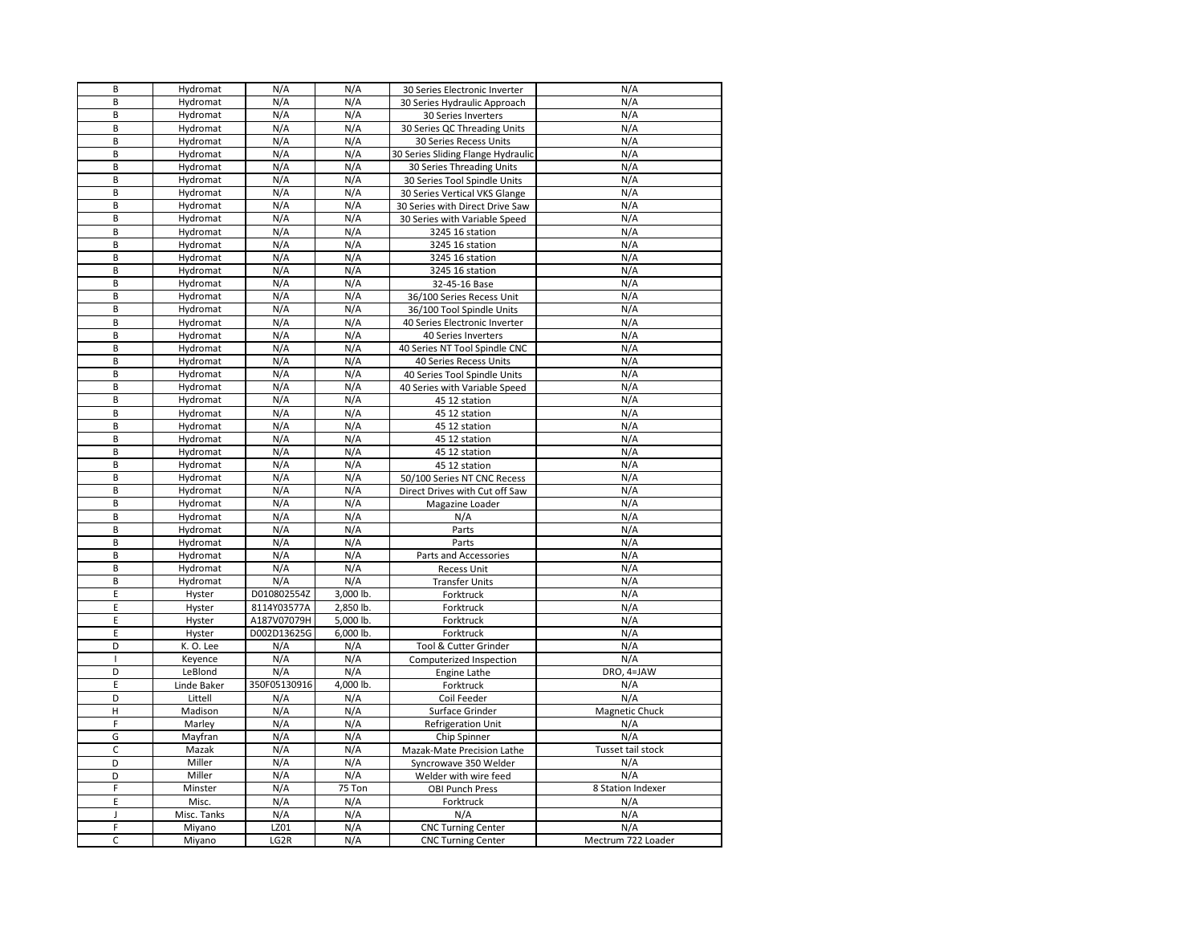| | | | | | |
|---|---|---|---|---|---|
| B | Hydromat | N/A | N/A | 30 Series Electronic Inverter | N/A |
| B | Hydromat | N/A | N/A | 30 Series Hydraulic Approach | N/A |
| B | Hydromat | N/A | N/A | 30 Series Inverters | N/A |
| B | Hydromat | N/A | N/A | 30 Series QC Threading Units | N/A |
| B | Hydromat | N/A | N/A | 30 Series Recess Units | N/A |
| B | Hydromat | N/A | N/A | 30 Series Sliding Flange Hydraulic | N/A |
| B | Hydromat | N/A | N/A | 30 Series Threading Units | N/A |
| B | Hydromat | N/A | N/A | 30 Series Tool Spindle Units | N/A |
| B | Hydromat | N/A | N/A | 30 Series Vertical VKS Glange | N/A |
| B | Hydromat | N/A | N/A | 30 Series with Direct Drive Saw | N/A |
| B | Hydromat | N/A | N/A | 30 Series with Variable Speed | N/A |
| B | Hydromat | N/A | N/A | 3245 16 station | N/A |
| B | Hydromat | N/A | N/A | 3245 16 station | N/A |
| B | Hydromat | N/A | N/A | 3245 16 station | N/A |
| B | Hydromat | N/A | N/A | 3245 16 station | N/A |
| B | Hydromat | N/A | N/A | 32-45-16 Base | N/A |
| B | Hydromat | N/A | N/A | 36/100 Series Recess Unit | N/A |
| B | Hydromat | N/A | N/A | 36/100 Tool Spindle Units | N/A |
| B | Hydromat | N/A | N/A | 40 Series Electronic Inverter | N/A |
| B | Hydromat | N/A | N/A | 40 Series Inverters | N/A |
| B | Hydromat | N/A | N/A | 40 Series NT Tool Spindle CNC | N/A |
| B | Hydromat | N/A | N/A | 40 Series Recess Units | N/A |
| B | Hydromat | N/A | N/A | 40 Series Tool Spindle Units | N/A |
| B | Hydromat | N/A | N/A | 40 Series with Variable Speed | N/A |
| B | Hydromat | N/A | N/A | 45 12 station | N/A |
| B | Hydromat | N/A | N/A | 45 12 station | N/A |
| B | Hydromat | N/A | N/A | 45 12 station | N/A |
| B | Hydromat | N/A | N/A | 45 12 station | N/A |
| B | Hydromat | N/A | N/A | 45 12 station | N/A |
| B | Hydromat | N/A | N/A | 45 12 station | N/A |
| B | Hydromat | N/A | N/A | 50/100 Series NT CNC Recess | N/A |
| B | Hydromat | N/A | N/A | Direct Drives with Cut off Saw | N/A |
| B | Hydromat | N/A | N/A | Magazine Loader | N/A |
| B | Hydromat | N/A | N/A | N/A | N/A |
| B | Hydromat | N/A | N/A | Parts | N/A |
| B | Hydromat | N/A | N/A | Parts | N/A |
| B | Hydromat | N/A | N/A | Parts and Accessories | N/A |
| B | Hydromat | N/A | N/A | Recess Unit | N/A |
| B | Hydromat | N/A | N/A | Transfer Units | N/A |
| E | Hyster | D010802554Z | 3,000 lb. | Forktruck | N/A |
| E | Hyster | 8114Y03577A | 2,850 lb. | Forktruck | N/A |
| E | Hyster | A187V07079H | 5,000 lb. | Forktruck | N/A |
| E | Hyster | D002D13625G | 6,000 lb. | Forktruck | N/A |
| D | K. O. Lee | N/A | N/A | Tool & Cutter Grinder | N/A |
| I | Keyence | N/A | N/A | Computerized Inspection | N/A |
| D | LeBlond | N/A | N/A | Engine Lathe | DRO, 4=JAW |
| E | Linde Baker | 350F05130916 | 4,000 lb. | Forktruck | N/A |
| D | Littell | N/A | N/A | Coil Feeder | N/A |
| H | Madison | N/A | N/A | Surface Grinder | Magnetic Chuck |
| F | Marley | N/A | N/A | Refrigeration Unit | N/A |
| G | Mayfran | N/A | N/A | Chip Spinner | N/A |
| C | Mazak | N/A | N/A | Mazak-Mate Precision Lathe | Tusset tail stock |
| D | Miller | N/A | N/A | Syncrowave 350 Welder | N/A |
| D | Miller | N/A | N/A | Welder with wire feed | N/A |
| F | Minster | N/A | 75 Ton | OBI Punch Press | 8 Station Indexer |
| E | Misc. | N/A | N/A | Forktruck | N/A |
| J | Misc. Tanks | N/A | N/A | N/A | N/A |
| F | Miyano | LZ01 | N/A | CNC Turning Center | N/A |
| C | Miyano | LG2R | N/A | CNC Turning Center | Mectrum 722 Loader |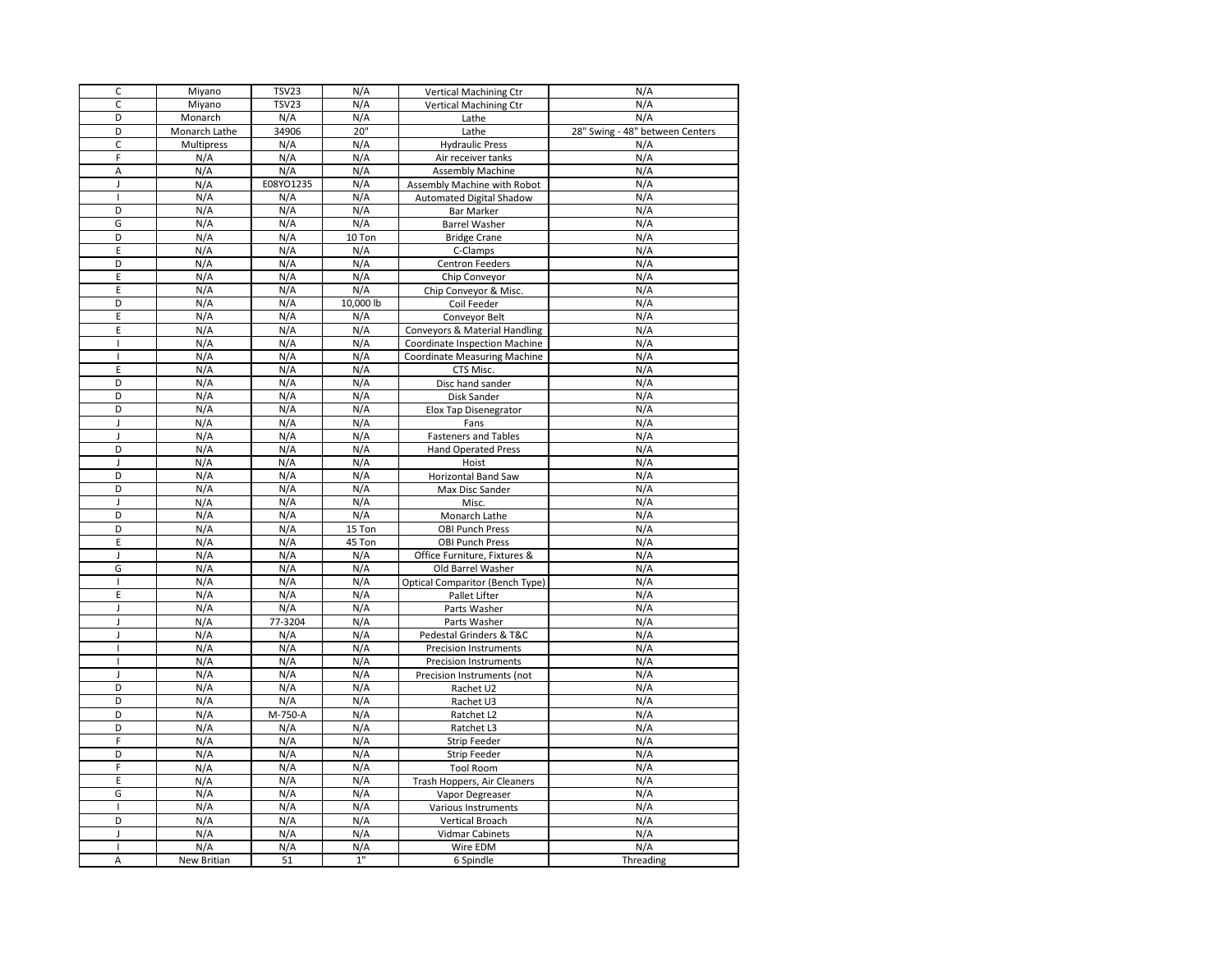| C | Miyano | TSV23 | N/A | Vertical Machining Ctr | N/A |
|---|---|---|---|---|---|
| C | Miyano | TSV23 | N/A | Vertical Machining Ctr | N/A |
| D | Monarch | N/A | N/A | Lathe | N/A |
| D | Monarch Lathe | 34906 | 20" | Lathe | 28" Swing - 48" between Centers |
| C | Multipress | N/A | N/A | Hydraulic Press | N/A |
| F | N/A | N/A | N/A | Air receiver tanks | N/A |
| A | N/A | N/A | N/A | Assembly Machine | N/A |
| J | N/A | E08YO1235 | N/A | Assembly Machine with Robot | N/A |
| I | N/A | N/A | N/A | Automated Digital Shadow | N/A |
| D | N/A | N/A | N/A | Bar Marker | N/A |
| G | N/A | N/A | N/A | Barrel Washer | N/A |
| D | N/A | N/A | 10 Ton | Bridge Crane | N/A |
| E | N/A | N/A | N/A | C-Clamps | N/A |
| D | N/A | N/A | N/A | Centron Feeders | N/A |
| E | N/A | N/A | N/A | Chip Conveyor | N/A |
| E | N/A | N/A | N/A | Chip Conveyor & Misc. | N/A |
| D | N/A | N/A | 10,000 lb | Coil Feeder | N/A |
| E | N/A | N/A | N/A | Conveyor Belt | N/A |
| E | N/A | N/A | N/A | Conveyors & Material Handling | N/A |
| I | N/A | N/A | N/A | Coordinate Inspection Machine | N/A |
| I | N/A | N/A | N/A | Coordinate Measuring Machine | N/A |
| E | N/A | N/A | N/A | CTS Misc. | N/A |
| D | N/A | N/A | N/A | Disc hand sander | N/A |
| D | N/A | N/A | N/A | Disk Sander | N/A |
| D | N/A | N/A | N/A | Elox Tap Disenegrator | N/A |
| J | N/A | N/A | N/A | Fans | N/A |
| J | N/A | N/A | N/A | Fasteners and Tables | N/A |
| D | N/A | N/A | N/A | Hand Operated Press | N/A |
| J | N/A | N/A | N/A | Hoist | N/A |
| D | N/A | N/A | N/A | Horizontal Band Saw | N/A |
| D | N/A | N/A | N/A | Max Disc Sander | N/A |
| J | N/A | N/A | N/A | Misc. | N/A |
| D | N/A | N/A | N/A | Monarch Lathe | N/A |
| D | N/A | N/A | 15 Ton | OBI Punch Press | N/A |
| E | N/A | N/A | 45 Ton | OBI Punch Press | N/A |
| J | N/A | N/A | N/A | Office Furniture, Fixtures & | N/A |
| G | N/A | N/A | N/A | Old Barrel Washer | N/A |
| I | N/A | N/A | N/A | Optical Comparitor (Bench Type) | N/A |
| E | N/A | N/A | N/A | Pallet Lifter | N/A |
| J | N/A | N/A | N/A | Parts Washer | N/A |
| J | N/A | 77-3204 | N/A | Parts Washer | N/A |
| J | N/A | N/A | N/A | Pedestal Grinders & T&C | N/A |
| I | N/A | N/A | N/A | Precision Instruments | N/A |
| I | N/A | N/A | N/A | Precision Instruments | N/A |
| J | N/A | N/A | N/A | Precision Instruments (not | N/A |
| D | N/A | N/A | N/A | Rachet U2 | N/A |
| D | N/A | N/A | N/A | Rachet U3 | N/A |
| D | N/A | M-750-A | N/A | Ratchet L2 | N/A |
| D | N/A | N/A | N/A | Ratchet L3 | N/A |
| F | N/A | N/A | N/A | Strip Feeder | N/A |
| D | N/A | N/A | N/A | Strip Feeder | N/A |
| F | N/A | N/A | N/A | Tool Room | N/A |
| E | N/A | N/A | N/A | Trash Hoppers, Air Cleaners | N/A |
| G | N/A | N/A | N/A | Vapor Degreaser | N/A |
| I | N/A | N/A | N/A | Various Instruments | N/A |
| D | N/A | N/A | N/A | Vertical Broach | N/A |
| J | N/A | N/A | N/A | Vidmar Cabinets | N/A |
| I | N/A | N/A | N/A | Wire EDM | N/A |
| A | New Britian | 51 | 1" | 6 Spindle | Threading |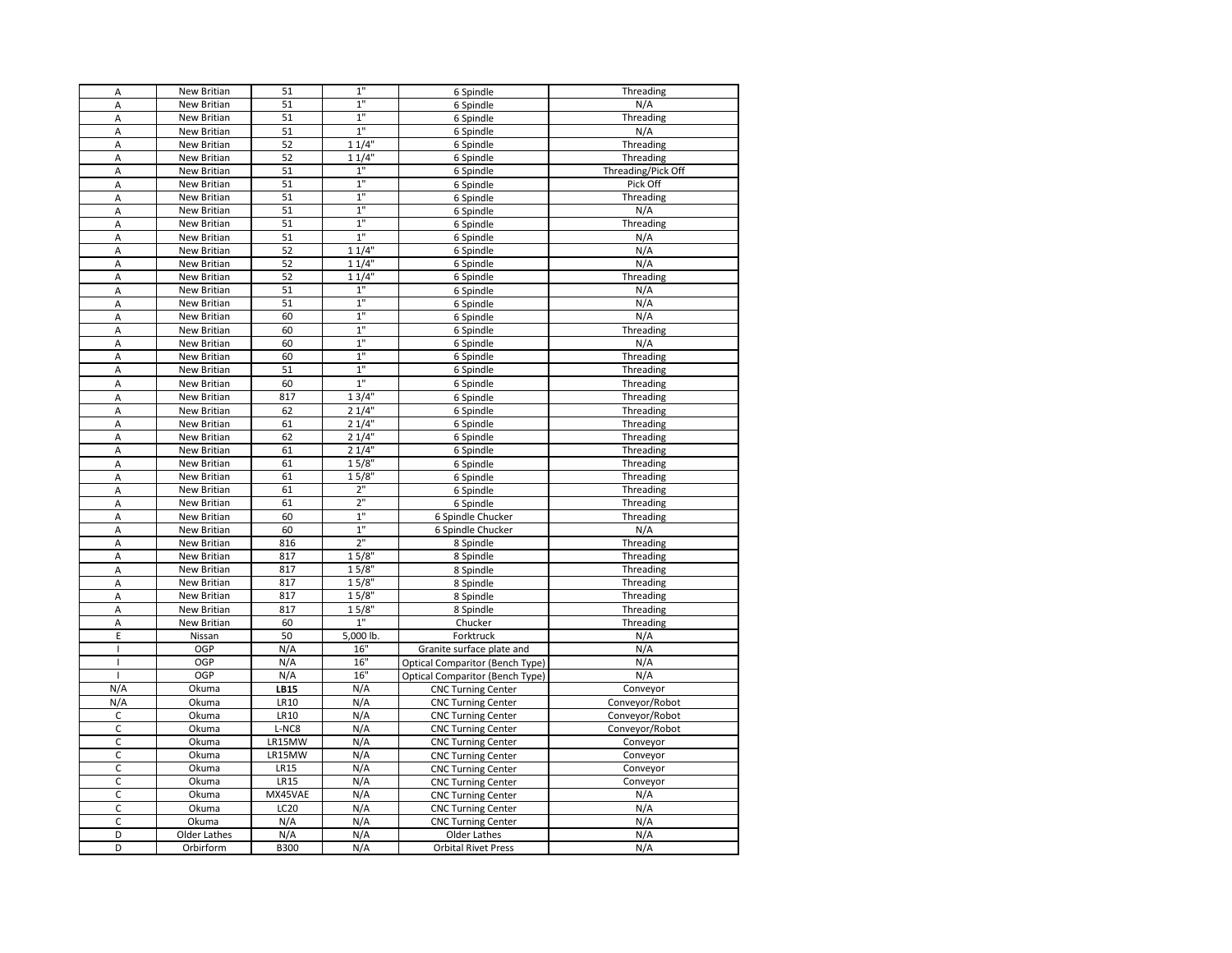| A | New Britian | 51 | 1" | 6 Spindle | Threading |
|---|---|---|---|---|---|
| A | New Britian | 51 | 1" | 6 Spindle | N/A |
| A | New Britian | 51 | 1" | 6 Spindle | Threading |
| A | New Britian | 51 | 1" | 6 Spindle | N/A |
| A | New Britian | 52 | 1 1/4" | 6 Spindle | Threading |
| A | New Britian | 52 | 1 1/4" | 6 Spindle | Threading |
| A | New Britian | 51 | 1" | 6 Spindle | Threading/Pick Off |
| A | New Britian | 51 | 1" | 6 Spindle | Pick Off |
| A | New Britian | 51 | 1" | 6 Spindle | Threading |
| A | New Britian | 51 | 1" | 6 Spindle | N/A |
| A | New Britian | 51 | 1" | 6 Spindle | Threading |
| A | New Britian | 51 | 1" | 6 Spindle | N/A |
| A | New Britian | 52 | 1 1/4" | 6 Spindle | N/A |
| A | New Britian | 52 | 1 1/4" | 6 Spindle | N/A |
| A | New Britian | 52 | 1 1/4" | 6 Spindle | Threading |
| A | New Britian | 51 | 1" | 6 Spindle | N/A |
| A | New Britian | 51 | 1" | 6 Spindle | N/A |
| A | New Britian | 60 | 1" | 6 Spindle | N/A |
| A | New Britian | 60 | 1" | 6 Spindle | Threading |
| A | New Britian | 60 | 1" | 6 Spindle | N/A |
| A | New Britian | 60 | 1" | 6 Spindle | Threading |
| A | New Britian | 51 | 1" | 6 Spindle | Threading |
| A | New Britian | 60 | 1" | 6 Spindle | Threading |
| A | New Britian | 817 | 1 3/4" | 6 Spindle | Threading |
| A | New Britian | 62 | 2 1/4" | 6 Spindle | Threading |
| A | New Britian | 61 | 2 1/4" | 6 Spindle | Threading |
| A | New Britian | 62 | 2 1/4" | 6 Spindle | Threading |
| A | New Britian | 61 | 2 1/4" | 6 Spindle | Threading |
| A | New Britian | 61 | 1 5/8" | 6 Spindle | Threading |
| A | New Britian | 61 | 1 5/8" | 6 Spindle | Threading |
| A | New Britian | 61 | 2" | 6 Spindle | Threading |
| A | New Britian | 61 | 2" | 6 Spindle | Threading |
| A | New Britian | 60 | 1" | 6 Spindle Chucker | Threading |
| A | New Britian | 60 | 1" | 6 Spindle Chucker | N/A |
| A | New Britian | 816 | 2" | 8 Spindle | Threading |
| A | New Britian | 817 | 1 5/8" | 8 Spindle | Threading |
| A | New Britian | 817 | 1 5/8" | 8 Spindle | Threading |
| A | New Britian | 817 | 1 5/8" | 8 Spindle | Threading |
| A | New Britian | 817 | 1 5/8" | 8 Spindle | Threading |
| A | New Britian | 817 | 1 5/8" | 8 Spindle | Threading |
| A | New Britian | 60 | 1" | Chucker | Threading |
| E | Nissan | 50 | 5,000 lb. | Forktruck | N/A |
| I | OGP | N/A | 16" | Granite surface plate and | N/A |
| I | OGP | N/A | 16" | Optical Comparitor (Bench Type) | N/A |
| I | OGP | N/A | 16" | Optical Comparitor (Bench Type) | N/A |
| N/A | Okuma | **LB15** | N/A | CNC Turning Center | Conveyor |
| N/A | Okuma | LR10 | N/A | CNC Turning Center | Conveyor/Robot |
| C | Okuma | LR10 | N/A | CNC Turning Center | Conveyor/Robot |
| C | Okuma | L-NC8 | N/A | CNC Turning Center | Conveyor/Robot |
| C | Okuma | LR15MW | N/A | CNC Turning Center | Conveyor |
| C | Okuma | LR15MW | N/A | CNC Turning Center | Conveyor |
| C | Okuma | LR15 | N/A | CNC Turning Center | Conveyor |
| C | Okuma | LR15 | N/A | CNC Turning Center | Conveyor |
| C | Okuma | MX45VAE | N/A | CNC Turning Center | N/A |
| C | Okuma | LC20 | N/A | CNC Turning Center | N/A |
| C | Okuma | N/A | N/A | CNC Turning Center | N/A |
| D | Older Lathes | N/A | N/A | Older Lathes | N/A |
| D | Orbirform | B300 | N/A | Orbital Rivet Press | N/A |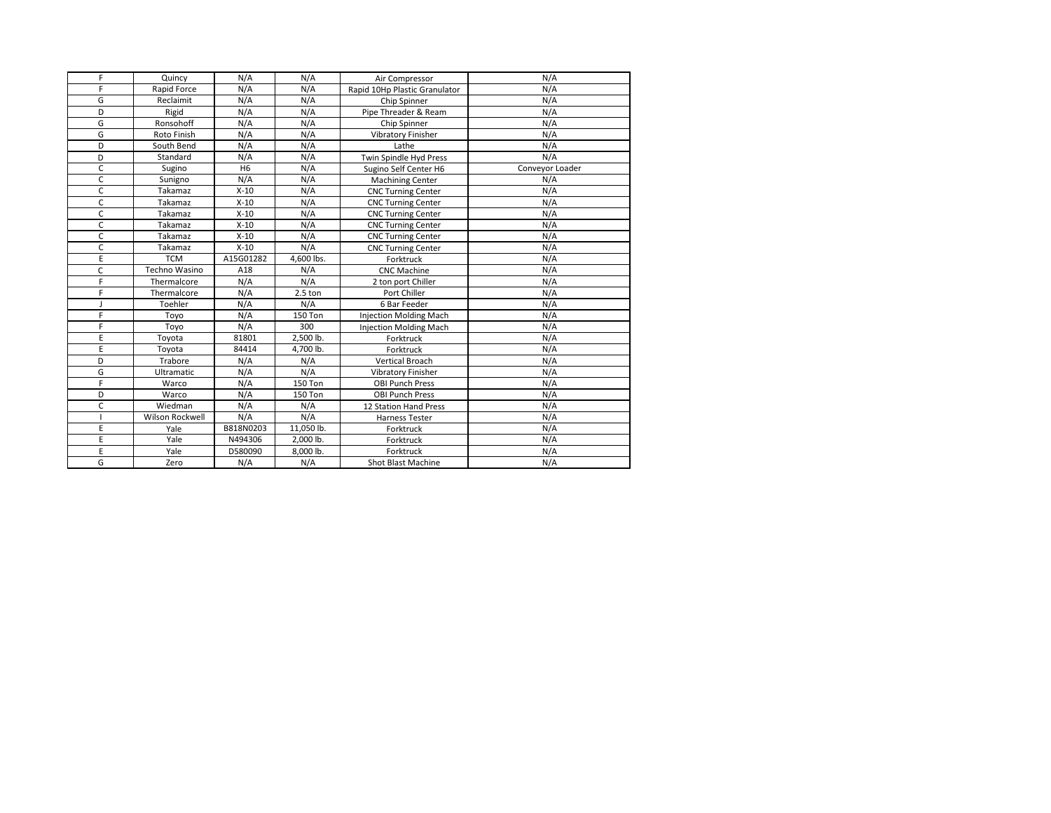| | | | | | |
|---|---|---|---|---|---|
| F | Quincy | N/A | N/A | Air Compressor | N/A |
| F | Rapid Force | N/A | N/A | Rapid 10Hp Plastic Granulator | N/A |
| G | Reclaimit | N/A | N/A | Chip Spinner | N/A |
| D | Rigid | N/A | N/A | Pipe Threader & Ream | N/A |
| G | Ronsohoff | N/A | N/A | Chip Spinner | N/A |
| G | Roto Finish | N/A | N/A | Vibratory Finisher | N/A |
| D | South Bend | N/A | N/A | Lathe | N/A |
| D | Standard | N/A | N/A | Twin Spindle Hyd Press | N/A |
| C | Sugino | H6 | N/A | Sugino Self Center H6 | Conveyor Loader |
| C | Sunigno | N/A | N/A | Machining Center | N/A |
| C | Takamaz | X-10 | N/A | CNC Turning Center | N/A |
| C | Takamaz | X-10 | N/A | CNC Turning Center | N/A |
| C | Takamaz | X-10 | N/A | CNC Turning Center | N/A |
| C | Takamaz | X-10 | N/A | CNC Turning Center | N/A |
| C | Takamaz | X-10 | N/A | CNC Turning Center | N/A |
| C | Takamaz | X-10 | N/A | CNC Turning Center | N/A |
| E | TCM | A15G01282 | 4,600 lbs. | Forktruck | N/A |
| C | Techno Wasino | A18 | N/A | CNC Machine | N/A |
| F | Thermalcore | N/A | N/A | 2 ton port Chiller | N/A |
| F | Thermalcore | N/A | 2.5 ton | Port Chiller | N/A |
| J | Toehler | N/A | N/A | 6 Bar Feeder | N/A |
| F | Toyo | N/A | 150 Ton | Injection Molding Mach | N/A |
| F | Toyo | N/A | 300 | Injection Molding Mach | N/A |
| E | Toyota | 81801 | 2,500 lb. | Forktruck | N/A |
| E | Toyota | 84414 | 4,700 lb. | Forktruck | N/A |
| D | Trabore | N/A | N/A | Vertical Broach | N/A |
| G | Ultramatic | N/A | N/A | Vibratory Finisher | N/A |
| F | Warco | N/A | 150 Ton | OBI Punch Press | N/A |
| D | Warco | N/A | 150 Ton | OBI Punch Press | N/A |
| C | Wiedman | N/A | N/A | 12 Station Hand Press | N/A |
| I | Wilson Rockwell | N/A | N/A | Harness Tester | N/A |
| E | Yale | B818N0203 | 11,050 lb. | Forktruck | N/A |
| E | Yale | N494306 | 2,000 lb. | Forktruck | N/A |
| E | Yale | D580090 | 8,000 lb. | Forktruck | N/A |
| G | Zero | N/A | N/A | Shot Blast Machine | N/A |